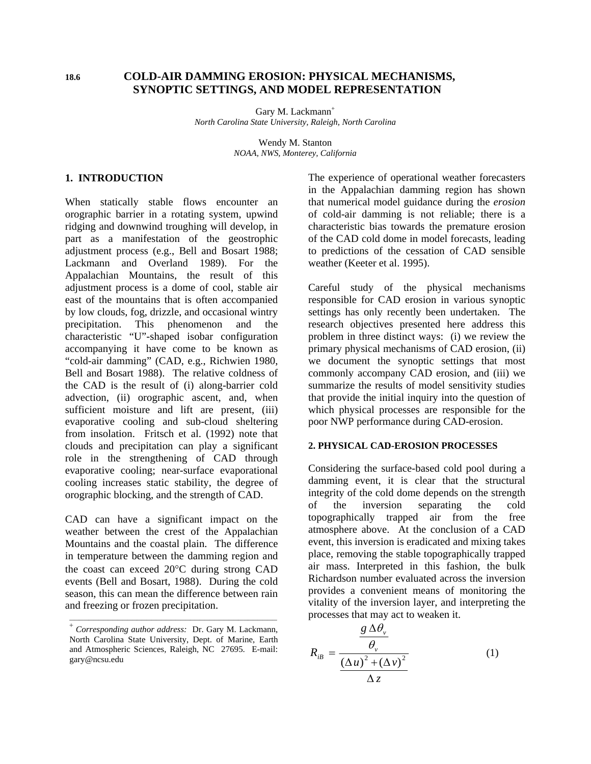18.6

# COLD-AIR DAMMING EROSION: PHYSICAL MECHANISMS, SYNOPTIC SETTINGS, AND MODEL REPRESENTATION

Gary M. Lackmann[+]
*North Carolina State University, Raleigh, North Carolina*

Wendy M. Stanton
*NOAA, NWS, Monterey, California*

## 1. INTRODUCTION

When statically stable flows encounter an orographic barrier in a rotating system, upwind ridging and downwind troughing will develop, in part as a manifestation of the geostrophic adjustment process (e.g., Bell and Bosart 1988; Lackmann and Overland 1989). For the Appalachian Mountains, the result of this adjustment process is a dome of cool, stable air east of the mountains that is often accompanied by low clouds, fog, drizzle, and occasional wintry precipitation. This phenomenon and the characteristic "U"-shaped isobar configuration accompanying it have come to be known as "cold-air damming" (CAD, e.g., Richwien 1980, Bell and Bosart 1988). The relative coldness of the CAD is the result of (i) along-barrier cold advection, (ii) orographic ascent, and, when sufficient moisture and lift are present, (iii) evaporative cooling and sub-cloud sheltering from insolation. Fritsch et al. (1992) note that clouds and precipitation can play a significant role in the strengthening of CAD through evaporative cooling; near-surface evaporational cooling increases static stability, the degree of orographic blocking, and the strength of CAD.

CAD can have a significant impact on the weather between the crest of the Appalachian Mountains and the coastal plain. The difference in temperature between the damming region and the coast can exceed 20°C during strong CAD events (Bell and Bosart, 1988). During the cold season, this can mean the difference between rain and freezing or frozen precipitation.

[+] *Corresponding author address:* Dr. Gary M. Lackmann, North Carolina State University, Dept. of Marine, Earth and Atmospheric Sciences, Raleigh, NC 27695. E-mail: gary@ncsu.edu

The experience of operational weather forecasters in the Appalachian damming region has shown that numerical model guidance during the *erosion* of cold-air damming is not reliable; there is a characteristic bias towards the premature erosion of the CAD cold dome in model forecasts, leading to predictions of the cessation of CAD sensible weather (Keeter et al. 1995).

Careful study of the physical mechanisms responsible for CAD erosion in various synoptic settings has only recently been undertaken. The research objectives presented here address this problem in three distinct ways: (i) we review the primary physical mechanisms of CAD erosion, (ii) we document the synoptic settings that most commonly accompany CAD erosion, and (iii) we summarize the results of model sensitivity studies that provide the initial inquiry into the question of which physical processes are responsible for the poor NWP performance during CAD-erosion.

### 2. PHYSICAL CAD-EROSION PROCESSES

Considering the surface-based cold pool during a damming event, it is clear that the structural integrity of the cold dome depends on the strength of the inversion separating the cold topographically trapped air from the free atmosphere above. At the conclusion of a CAD event, this inversion is eradicated and mixing takes place, removing the stable topographically trapped air mass. Interpreted in this fashion, the bulk Richardson number evaluated across the inversion provides a convenient means of monitoring the vitality of the inversion layer, and interpreting the processes that may act to weaken it.

$$R_{iB} = \frac{\dfrac{g\,\Delta\theta_v}{\theta_v}}{\dfrac{(\Delta u)^2 + (\Delta v)^2}{\Delta z}} \qquad (1)$$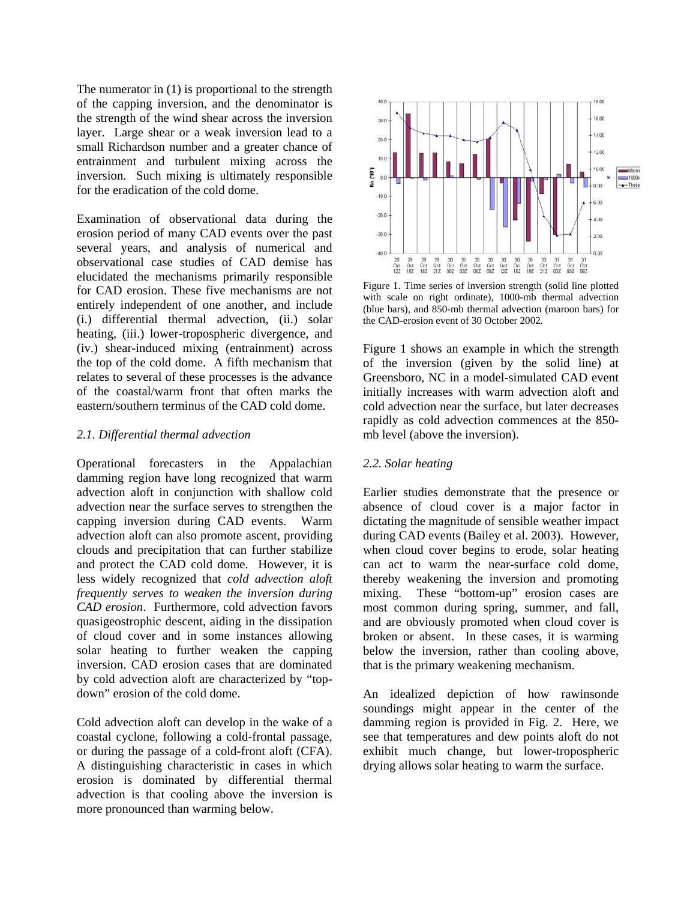The numerator in (1) is proportional to the strength of the capping inversion, and the denominator is the strength of the wind shear across the inversion layer. Large shear or a weak inversion lead to a small Richardson number and a greater chance of entrainment and turbulent mixing across the inversion. Such mixing is ultimately responsible for the eradication of the cold dome.

Examination of observational data during the erosion period of many CAD events over the past several years, and analysis of numerical and observational case studies of CAD demise has elucidated the mechanisms primarily responsible for CAD erosion. These five mechanisms are not entirely independent of one another, and include (i.) differential thermal advection, (ii.) solar heating, (iii.) lower-tropospheric divergence, and (iv.) shear-induced mixing (entrainment) across the top of the cold dome. A fifth mechanism that relates to several of these processes is the advance of the coastal/warm front that often marks the eastern/southern terminus of the CAD cold dome.

### *2.1. Differential thermal advection*

Operational forecasters in the Appalachian damming region have long recognized that warm advection aloft in conjunction with shallow cold advection near the surface serves to strengthen the capping inversion during CAD events. Warm advection aloft can also promote ascent, providing clouds and precipitation that can further stabilize and protect the CAD cold dome. However, it is less widely recognized that *cold advection aloft frequently serves to weaken the inversion during CAD erosion*. Furthermore, cold advection favors quasigeostrophic descent, aiding in the dissipation of cloud cover and in some instances allowing solar heating to further weaken the capping inversion. CAD erosion cases that are dominated by cold advection aloft are characterized by "top-down" erosion of the cold dome.

Cold advection aloft can develop in the wake of a coastal cyclone, following a cold-frontal passage, or during the passage of a cold-front aloft (CFA). A distinguishing characteristic in cases in which erosion is dominated by differential thermal advection is that cooling above the inversion is more pronounced than warming below.

Figure 1. Time series of inversion strength (solid line plotted with scale on right ordinate), 1000-mb thermal advection (blue bars), and 850-mb thermal advection (maroon bars) for the CAD-erosion event of 30 October 2002.

Figure 1 shows an example in which the strength of the inversion (given by the solid line) at Greensboro, NC in a model-simulated CAD event initially increases with warm advection aloft and cold advection near the surface, but later decreases rapidly as cold advection commences at the 850-mb level (above the inversion).

### *2.2. Solar heating*

Earlier studies demonstrate that the presence or absence of cloud cover is a major factor in dictating the magnitude of sensible weather impact during CAD events (Bailey et al. 2003). However, when cloud cover begins to erode, solar heating can act to warm the near-surface cold dome, thereby weakening the inversion and promoting mixing. These "bottom-up" erosion cases are most common during spring, summer, and fall, and are obviously promoted when cloud cover is broken or absent. In these cases, it is warming below the inversion, rather than cooling above, that is the primary weakening mechanism.

An idealized depiction of how rawinsonde soundings might appear in the center of the damming region is provided in Fig. 2. Here, we see that temperatures and dew points aloft do not exhibit much change, but lower-tropospheric drying allows solar heating to warm the surface.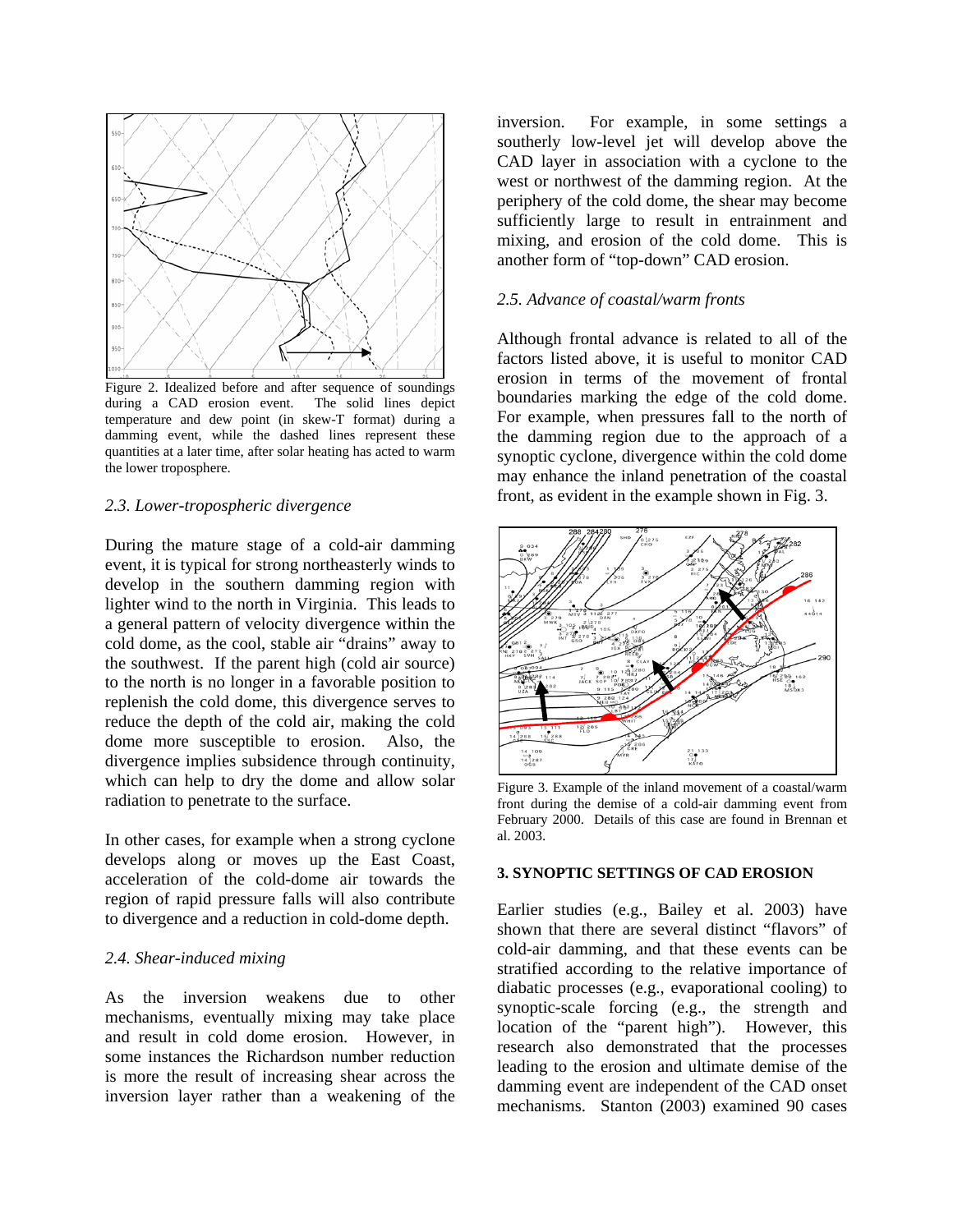Figure 2. Idealized before and after sequence of soundings during a CAD erosion event. The solid lines depict temperature and dew point (in skew-T format) during a damming event, while the dashed lines represent these quantities at a later time, after solar heating has acted to warm the lower troposphere.

### *2.3. Lower-tropospheric divergence*

During the mature stage of a cold-air damming event, it is typical for strong northeasterly winds to develop in the southern damming region with lighter wind to the north in Virginia. This leads to a general pattern of velocity divergence within the cold dome, as the cool, stable air "drains" away to the southwest. If the parent high (cold air source) to the north is no longer in a favorable position to replenish the cold dome, this divergence serves to reduce the depth of the cold air, making the cold dome more susceptible to erosion. Also, the divergence implies subsidence through continuity, which can help to dry the dome and allow solar radiation to penetrate to the surface.

In other cases, for example when a strong cyclone develops along or moves up the East Coast, acceleration of the cold-dome air towards the region of rapid pressure falls will also contribute to divergence and a reduction in cold-dome depth.

### *2.4. Shear-induced mixing*

As the inversion weakens due to other mechanisms, eventually mixing may take place and result in cold dome erosion. However, in some instances the Richardson number reduction is more the result of increasing shear across the inversion layer rather than a weakening of the inversion. For example, in some settings a southerly low-level jet will develop above the CAD layer in association with a cyclone to the west or northwest of the damming region. At the periphery of the cold dome, the shear may become sufficiently large to result in entrainment and mixing, and erosion of the cold dome. This is another form of "top-down" CAD erosion.

### *2.5. Advance of coastal/warm fronts*

Although frontal advance is related to all of the factors listed above, it is useful to monitor CAD erosion in terms of the movement of frontal boundaries marking the edge of the cold dome. For example, when pressures fall to the north of the damming region due to the approach of a synoptic cyclone, divergence within the cold dome may enhance the inland penetration of the coastal front, as evident in the example shown in Fig. 3.

Figure 3. Example of the inland movement of a coastal/warm front during the demise of a cold-air damming event from February 2000. Details of this case are found in Brennan et al. 2003.

## 3. SYNOPTIC SETTINGS OF CAD EROSION

Earlier studies (e.g., Bailey et al. 2003) have shown that there are several distinct "flavors" of cold-air damming, and that these events can be stratified according to the relative importance of diabatic processes (e.g., evaporational cooling) to synoptic-scale forcing (e.g., the strength and location of the "parent high"). However, this research also demonstrated that the processes leading to the erosion and ultimate demise of the damming event are independent of the CAD onset mechanisms. Stanton (2003) examined 90 cases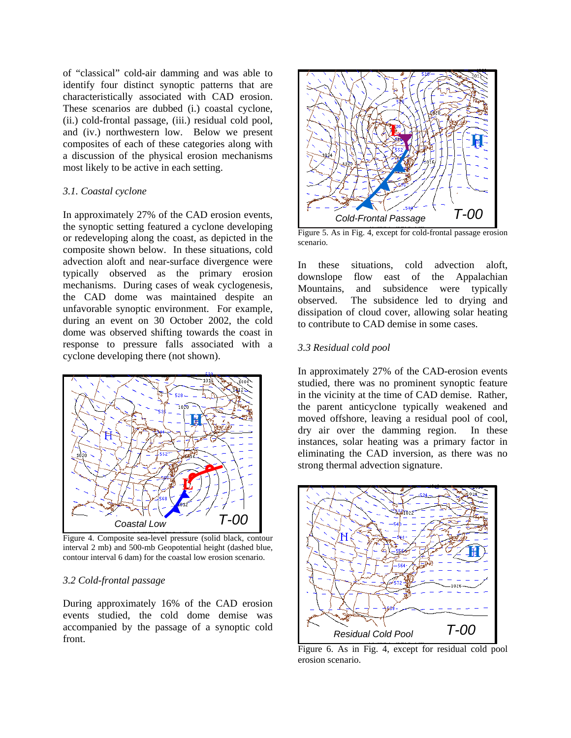of "classical" cold-air damming and was able to identify four distinct synoptic patterns that are characteristically associated with CAD erosion. These scenarios are dubbed (i.) coastal cyclone, (ii.) cold-frontal passage, (iii.) residual cold pool, and (iv.) northwestern low. Below we present composites of each of these categories along with a discussion of the physical erosion mechanisms most likely to be active in each setting.

### *3.1. Coastal cyclone*

In approximately 27% of the CAD erosion events, the synoptic setting featured a cyclone developing or redeveloping along the coast, as depicted in the composite shown below. In these situations, cold advection aloft and near-surface divergence were typically observed as the primary erosion mechanisms. During cases of weak cyclogenesis, the CAD dome was maintained despite an unfavorable synoptic environment. For example, during an event on 30 October 2002, the cold dome was observed shifting towards the coast in response to pressure falls associated with a cyclone developing there (not shown).

Figure 4. Composite sea-level pressure (solid black, contour interval 2 mb) and 500-mb Geopotential height (dashed blue, contour interval 6 dam) for the coastal low erosion scenario.

### *3.2 Cold-frontal passage*

During approximately 16% of the CAD erosion events studied, the cold dome demise was accompanied by the passage of a synoptic cold front.

Figure 5. As in Fig. 4, except for cold-frontal passage erosion scenario.

In these situations, cold advection aloft, downslope flow east of the Appalachian Mountains, and subsidence were typically observed. The subsidence led to drying and dissipation of cloud cover, allowing solar heating to contribute to CAD demise in some cases.

### *3.3 Residual cold pool*

In approximately 27% of the CAD-erosion events studied, there was no prominent synoptic feature in the vicinity at the time of CAD demise. Rather, the parent anticyclone typically weakened and moved offshore, leaving a residual pool of cool, dry air over the damming region. In these instances, solar heating was a primary factor in eliminating the CAD inversion, as there was no strong thermal advection signature.

Figure 6. As in Fig. 4, except for residual cold pool erosion scenario.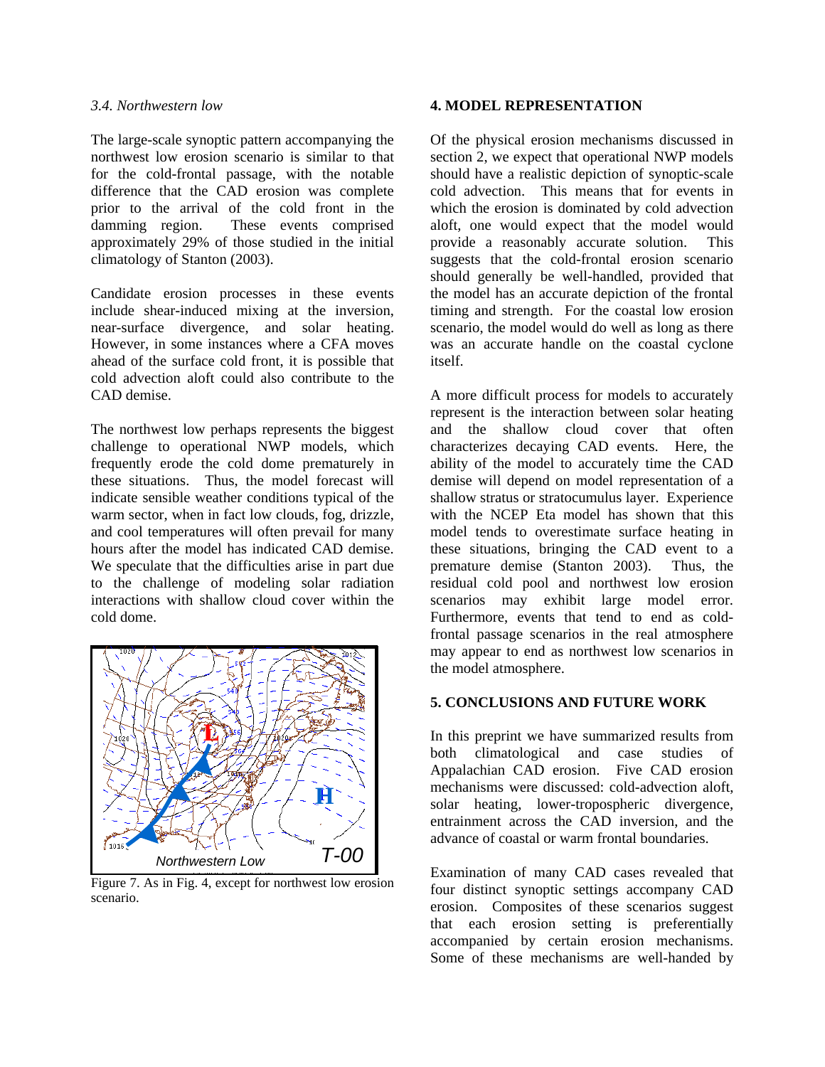*3.4. Northwestern low*

The large-scale synoptic pattern accompanying the northwest low erosion scenario is similar to that for the cold-frontal passage, with the notable difference that the CAD erosion was complete prior to the arrival of the cold front in the damming region. These events comprised approximately 29% of those studied in the initial climatology of Stanton (2003).

Candidate erosion processes in these events include shear-induced mixing at the inversion, near-surface divergence, and solar heating. However, in some instances where a CFA moves ahead of the surface cold front, it is possible that cold advection aloft could also contribute to the CAD demise.

The northwest low perhaps represents the biggest challenge to operational NWP models, which frequently erode the cold dome prematurely in these situations. Thus, the model forecast will indicate sensible weather conditions typical of the warm sector, when in fact low clouds, fog, drizzle, and cool temperatures will often prevail for many hours after the model has indicated CAD demise. We speculate that the difficulties arise in part due to the challenge of modeling solar radiation interactions with shallow cloud cover within the cold dome.

Figure 7. As in Fig. 4, except for northwest low erosion scenario.

## 4. MODEL REPRESENTATION

Of the physical erosion mechanisms discussed in section 2, we expect that operational NWP models should have a realistic depiction of synoptic-scale cold advection. This means that for events in which the erosion is dominated by cold advection aloft, one would expect that the model would provide a reasonably accurate solution. This suggests that the cold-frontal erosion scenario should generally be well-handled, provided that the model has an accurate depiction of the frontal timing and strength. For the coastal low erosion scenario, the model would do well as long as there was an accurate handle on the coastal cyclone itself.

A more difficult process for models to accurately represent is the interaction between solar heating and the shallow cloud cover that often characterizes decaying CAD events. Here, the ability of the model to accurately time the CAD demise will depend on model representation of a shallow stratus or stratocumulus layer. Experience with the NCEP Eta model has shown that this model tends to overestimate surface heating in these situations, bringing the CAD event to a premature demise (Stanton 2003). Thus, the residual cold pool and northwest low erosion scenarios may exhibit large model error. Furthermore, events that tend to end as cold-frontal passage scenarios in the real atmosphere may appear to end as northwest low scenarios in the model atmosphere.

## 5. CONCLUSIONS AND FUTURE WORK

In this preprint we have summarized results from both climatological and case studies of Appalachian CAD erosion. Five CAD erosion mechanisms were discussed: cold-advection aloft, solar heating, lower-tropospheric divergence, entrainment across the CAD inversion, and the advance of coastal or warm frontal boundaries.

Examination of many CAD cases revealed that four distinct synoptic settings accompany CAD erosion. Composites of these scenarios suggest that each erosion setting is preferentially accompanied by certain erosion mechanisms. Some of these mechanisms are well-handed by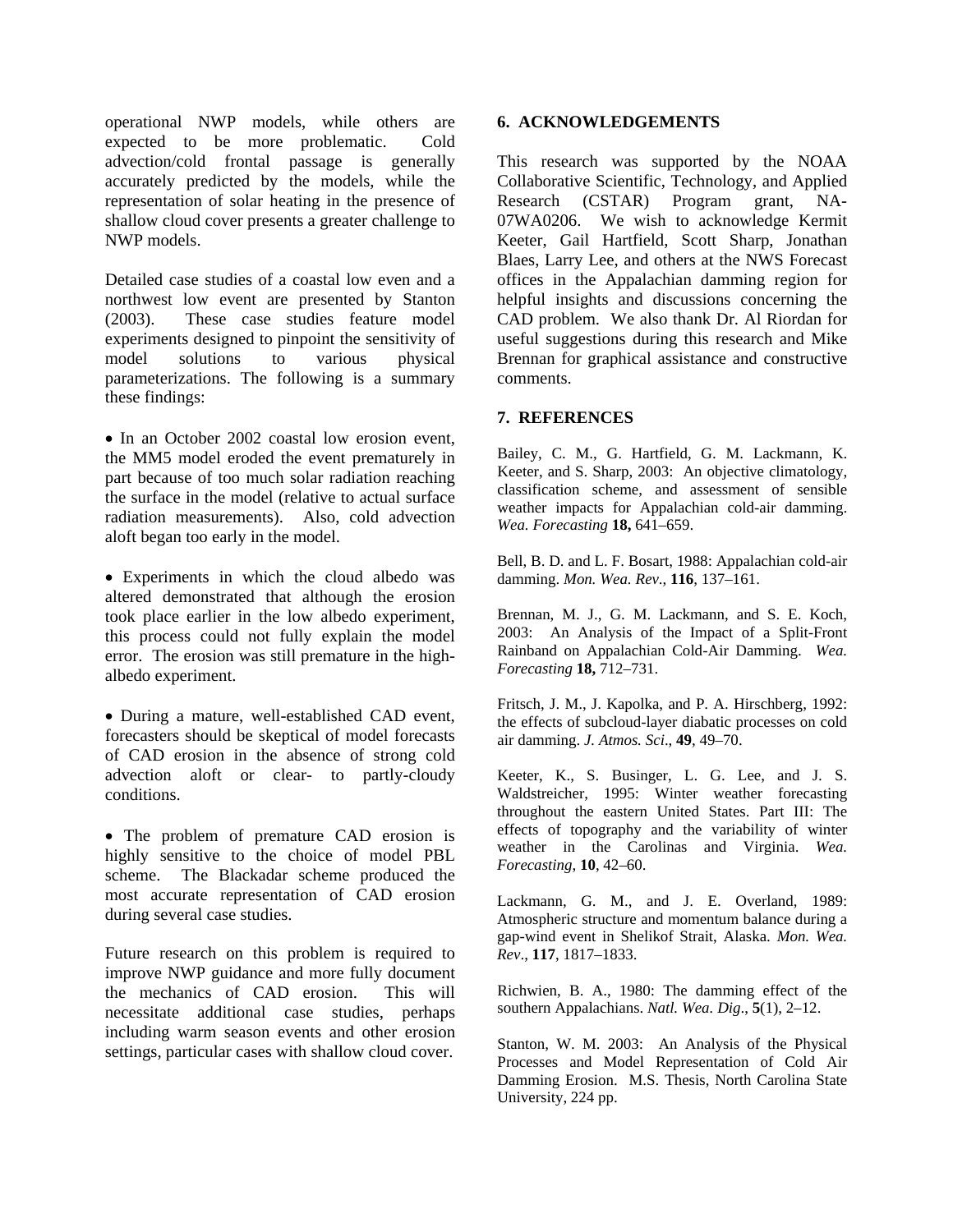operational NWP models, while others are expected to be more problematic. Cold advection/cold frontal passage is generally accurately predicted by the models, while the representation of solar heating in the presence of shallow cloud cover presents a greater challenge to NWP models.

Detailed case studies of a coastal low even and a northwest low event are presented by Stanton (2003). These case studies feature model experiments designed to pinpoint the sensitivity of model solutions to various physical parameterizations. The following is a summary these findings:

- In an October 2002 coastal low erosion event, the MM5 model eroded the event prematurely in part because of too much solar radiation reaching the surface in the model (relative to actual surface radiation measurements). Also, cold advection aloft began too early in the model.

- Experiments in which the cloud albedo was altered demonstrated that although the erosion took place earlier in the low albedo experiment, this process could not fully explain the model error. The erosion was still premature in the high-albedo experiment.

- During a mature, well-established CAD event, forecasters should be skeptical of model forecasts of CAD erosion in the absence of strong cold advection aloft or clear- to partly-cloudy conditions.

- The problem of premature CAD erosion is highly sensitive to the choice of model PBL scheme. The Blackadar scheme produced the most accurate representation of CAD erosion during several case studies.

Future research on this problem is required to improve NWP guidance and more fully document the mechanics of CAD erosion. This will necessitate additional case studies, perhaps including warm season events and other erosion settings, particular cases with shallow cloud cover.

## 6. ACKNOWLEDGEMENTS

This research was supported by the NOAA Collaborative Scientific, Technology, and Applied Research (CSTAR) Program grant, NA-07WA0206. We wish to acknowledge Kermit Keeter, Gail Hartfield, Scott Sharp, Jonathan Blaes, Larry Lee, and others at the NWS Forecast offices in the Appalachian damming region for helpful insights and discussions concerning the CAD problem. We also thank Dr. Al Riordan for useful suggestions during this research and Mike Brennan for graphical assistance and constructive comments.

## 7. REFERENCES

Bailey, C. M., G. Hartfield, G. M. Lackmann, K. Keeter, and S. Sharp, 2003: An objective climatology, classification scheme, and assessment of sensible weather impacts for Appalachian cold-air damming. *Wea. Forecasting* **18,** 641–659.

Bell, B. D. and L. F. Bosart, 1988: Appalachian cold-air damming. *Mon. Wea. Rev*., **116**, 137–161.

Brennan, M. J., G. M. Lackmann, and S. E. Koch, 2003: An Analysis of the Impact of a Split-Front Rainband on Appalachian Cold-Air Damming. *Wea. Forecasting* **18,** 712–731.

Fritsch, J. M., J. Kapolka, and P. A. Hirschberg, 1992: the effects of subcloud-layer diabatic processes on cold air damming. *J. Atmos. Sci*., **49**, 49–70.

Keeter, K., S. Businger, L. G. Lee, and J. S. Waldstreicher, 1995: Winter weather forecasting throughout the eastern United States. Part III: The effects of topography and the variability of winter weather in the Carolinas and Virginia. *Wea. Forecasting*, **10**, 42–60.

Lackmann, G. M., and J. E. Overland, 1989: Atmospheric structure and momentum balance during a gap-wind event in Shelikof Strait, Alaska. *Mon. Wea. Rev*., **117**, 1817–1833.

Richwien, B. A., 1980: The damming effect of the southern Appalachians. *Natl. Wea. Dig*., **5**(1), 2–12.

Stanton, W. M. 2003: An Analysis of the Physical Processes and Model Representation of Cold Air Damming Erosion. M.S. Thesis, North Carolina State University, 224 pp.